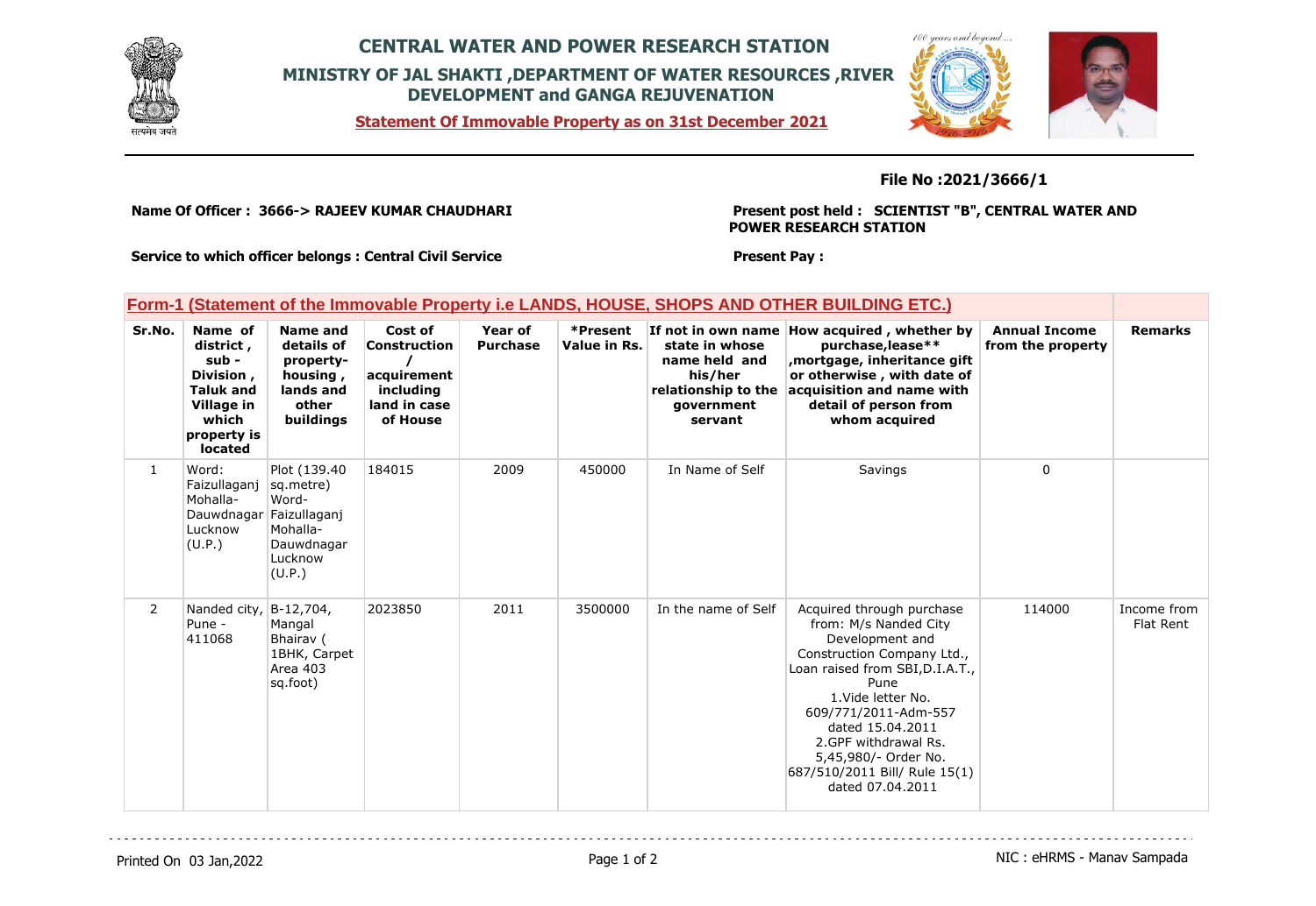# CENTRAL WATER AND POWER RESEARCH STATION

## MINISTRY OF JAL SHAKTI ,DEPARTMENT OF WATER RESOURCES ,RIVER DEVELOPMENT and GANGA REJUVENATION

**Statement Of Immovable Property as on 31st December 2021**

**File No :2021/3666/1**

**Name Of Officer : 3666-> RAJEEV KUMAR CHAUDHARI**

**Present post held : SCIENTIST "B", CENTRAL WATER AND POWER RESEARCH STATION**

**Service to which officer belongs : Central Civil Service**

**Present Pay :**

### Form-1 (Statement of the Immovable Property i.e LANDS, HOUSE, SHOPS AND OTHER BUILDING ETC.)

| Sr.No. | Name of district , sub - Division , Taluk and Village in which property is located | Name and details of property- housing , lands and other buildings | Cost of Construction / acquirement including land in case of House | Year of Purchase | *Present Value in Rs. | If not in own name state in whose name held and his/her relationship to the government servant | How acquired , whether by purchase,lease** ,mortgage, inheritance gift or otherwise , with date of acquisition and name with detail of person from whom acquired | Annual Income from the property | Remarks |
|---|---|---|---|---|---|---|---|---|---|
| 1 | Word: Faizullaganj Mohalla- Dauwdnagar Lucknow (U.P.) | Plot (139.40 sq.metre) Word- Faizullaganj Mohalla- Dauwdnagar Lucknow (U.P.) | 184015 | 2009 | 450000 | In Name of Self | Savings | 0 | |
| 2 | Nanded city, Pune - 411068 | B-12,704, Mangal Bhairav ( 1BHK, Carpet Area 403 sq.foot) | 2023850 | 2011 | 3500000 | In the name of Self | Acquired through purchase from: M/s Nanded City Development and Construction Company Ltd., Loan raised from SBI,D.I.A.T., Pune 1.Vide letter No. 609/771/2011-Adm-557 dated 15.04.2011 2.GPF withdrawal Rs. 5,45,980/- Order No. 687/510/2011 Bill/ Rule 15(1) dated 07.04.2011 | 114000 | Income from Flat Rent |

Printed On 03 Jan,2022

NIC : eHRMS - Manav Sampada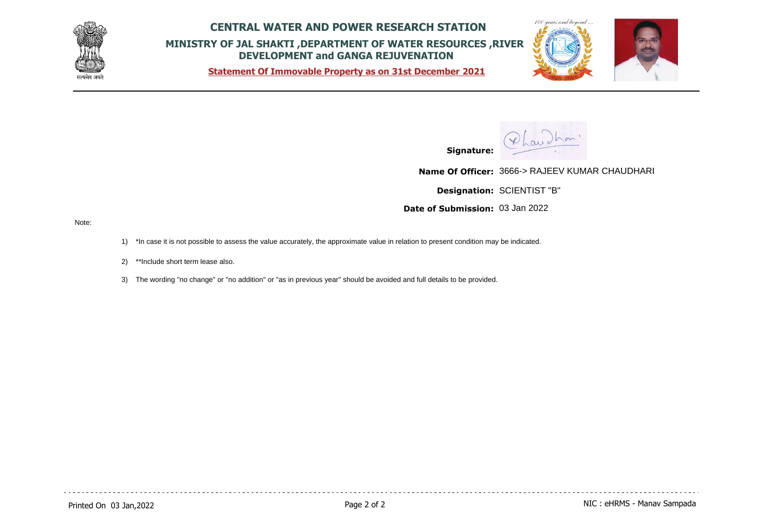# CENTRAL WATER AND POWER RESEARCH STATION

## MINISTRY OF JAL SHAKTI ,DEPARTMENT OF WATER RESOURCES ,RIVER DEVELOPMENT and GANGA REJUVENATION

**Statement Of Immovable Property as on 31st December 2021**

**Signature:**

**Name Of Officer:** 3666-> RAJEEV KUMAR CHAUDHARI

**Designation:** SCIENTIST "B"

**Date of Submission:** 03 Jan 2022

Note:

1) *In case it is not possible to assess the value accurately, the approximate value in relation to present condition may be indicated.
2) **Include short term lease also.
3) The wording "no change" or "no addition" or "as in previous year" should be avoided and full details to be provided.

Printed On 03 Jan,2022

NIC : eHRMS - Manav Sampada